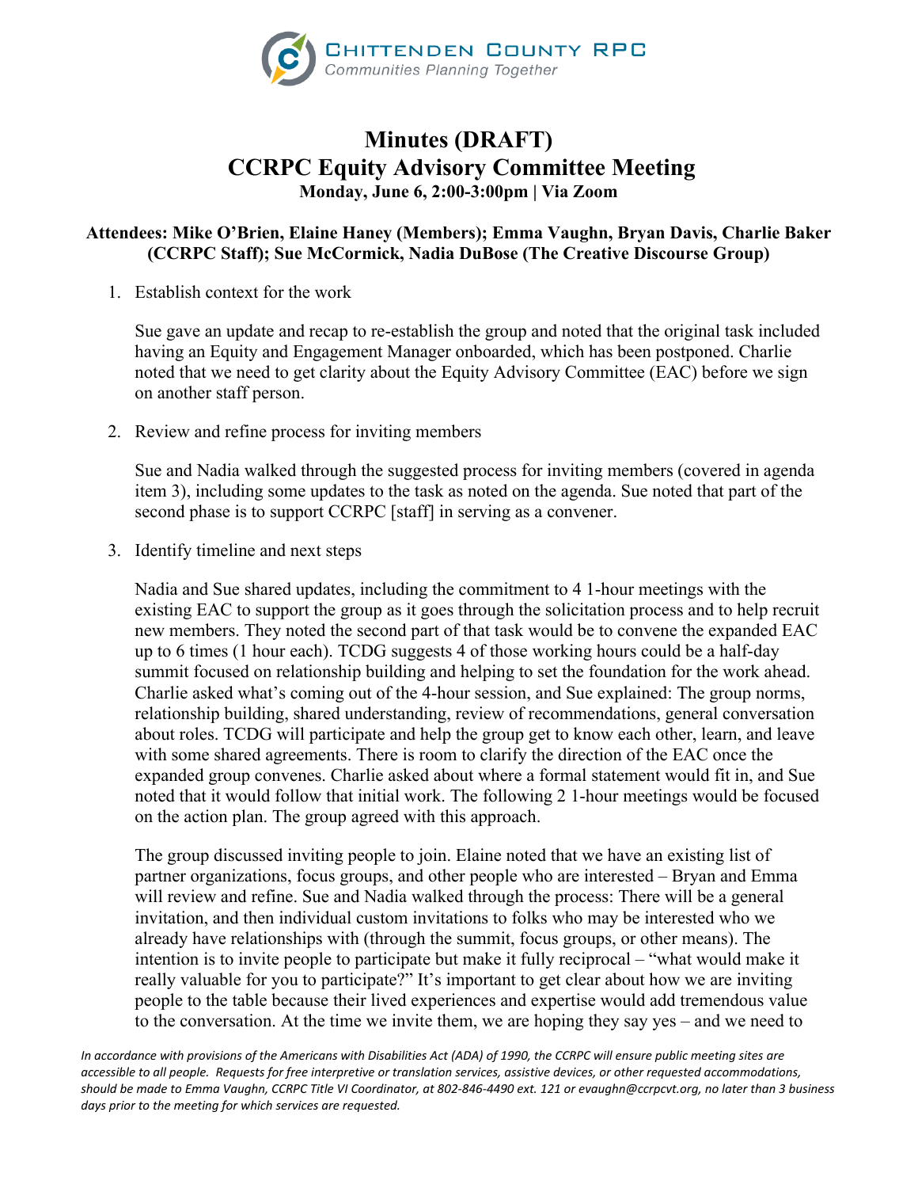CHITTENDEN COUNTY RPC
*Communities Planning Together*

# Minutes (DRAFT)
# CCRPC Equity Advisory Committee Meeting
**Monday, June 6, 2:00-3:00pm | Via Zoom**

**Attendees: Mike O'Brien, Elaine Haney (Members); Emma Vaughn, Bryan Davis, Charlie Baker (CCRPC Staff); Sue McCormick, Nadia DuBose (The Creative Discourse Group)**

1. Establish context for the work

   Sue gave an update and recap to re-establish the group and noted that the original task included having an Equity and Engagement Manager onboarded, which has been postponed. Charlie noted that we need to get clarity about the Equity Advisory Committee (EAC) before we sign on another staff person.

2. Review and refine process for inviting members

   Sue and Nadia walked through the suggested process for inviting members (covered in agenda item 3), including some updates to the task as noted on the agenda. Sue noted that part of the second phase is to support CCRPC [staff] in serving as a convener.

3. Identify timeline and next steps

   Nadia and Sue shared updates, including the commitment to 4 1-hour meetings with the existing EAC to support the group as it goes through the solicitation process and to help recruit new members. They noted the second part of that task would be to convene the expanded EAC up to 6 times (1 hour each). TCDG suggests 4 of those working hours could be a half-day summit focused on relationship building and helping to set the foundation for the work ahead. Charlie asked what's coming out of the 4-hour session, and Sue explained: The group norms, relationship building, shared understanding, review of recommendations, general conversation about roles. TCDG will participate and help the group get to know each other, learn, and leave with some shared agreements. There is room to clarify the direction of the EAC once the expanded group convenes. Charlie asked about where a formal statement would fit in, and Sue noted that it would follow that initial work. The following 2 1-hour meetings would be focused on the action plan. The group agreed with this approach.

   The group discussed inviting people to join. Elaine noted that we have an existing list of partner organizations, focus groups, and other people who are interested – Bryan and Emma will review and refine. Sue and Nadia walked through the process: There will be a general invitation, and then individual custom invitations to folks who may be interested who we already have relationships with (through the summit, focus groups, or other means). The intention is to invite people to participate but make it fully reciprocal – "what would make it really valuable for you to participate?" It's important to get clear about how we are inviting people to the table because their lived experiences and expertise would add tremendous value to the conversation. At the time we invite them, we are hoping they say yes – and we need to

*In accordance with provisions of the Americans with Disabilities Act (ADA) of 1990, the CCRPC will ensure public meeting sites are accessible to all people. Requests for free interpretive or translation services, assistive devices, or other requested accommodations, should be made to Emma Vaughn, CCRPC Title VI Coordinator, at 802-846-4490 ext. 121 or evaughn@ccrpcvt.org, no later than 3 business days prior to the meeting for which services are requested.*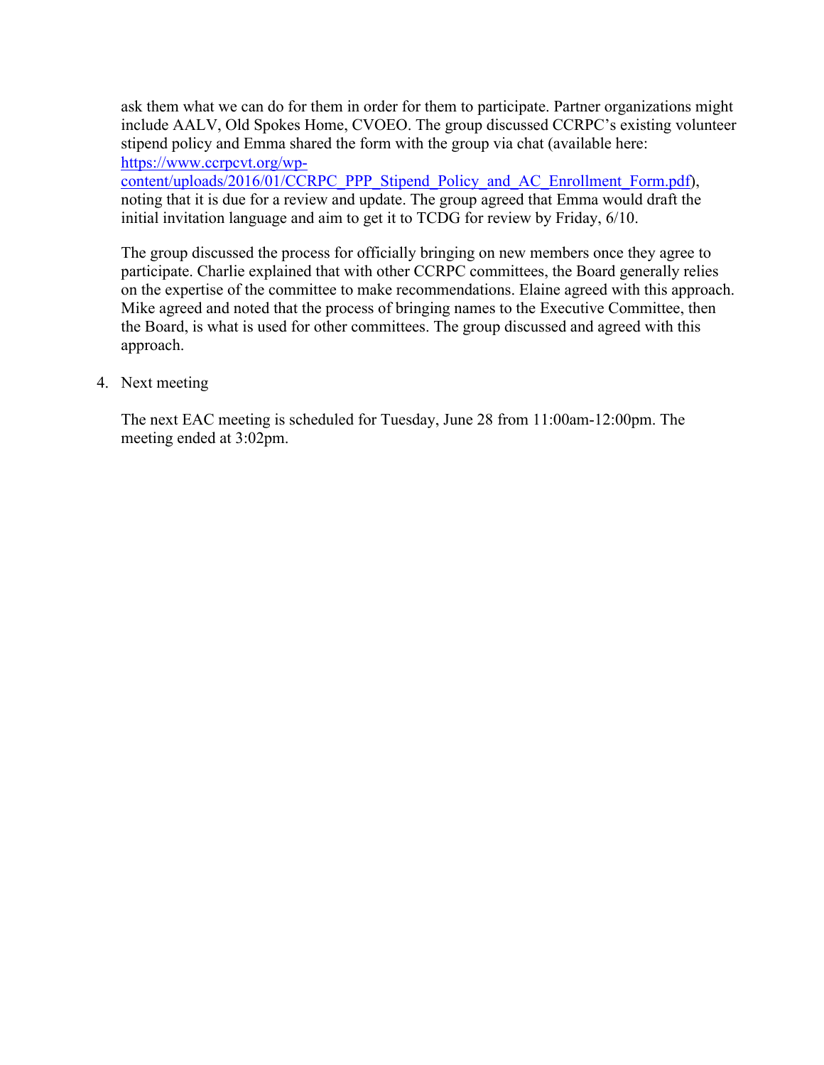ask them what we can do for them in order for them to participate. Partner organizations might include AALV, Old Spokes Home, CVOEO. The group discussed CCRPC's existing volunteer stipend policy and Emma shared the form with the group via chat (available here: [https://www.ccrpcvt.org/wp-content/uploads/2016/01/CCRPC_PPP_Stipend_Policy_and_AC_Enrollment_Form.pdf](https://www.ccrpcvt.org/wp-content/uploads/2016/01/CCRPC_PPP_Stipend_Policy_and_AC_Enrollment_Form.pdf)), noting that it is due for a review and update. The group agreed that Emma would draft the initial invitation language and aim to get it to TCDG for review by Friday, 6/10.

The group discussed the process for officially bringing on new members once they agree to participate. Charlie explained that with other CCRPC committees, the Board generally relies on the expertise of the committee to make recommendations. Elaine agreed with this approach. Mike agreed and noted that the process of bringing names to the Executive Committee, then the Board, is what is used for other committees. The group discussed and agreed with this approach.

4. Next meeting

   The next EAC meeting is scheduled for Tuesday, June 28 from 11:00am-12:00pm. The meeting ended at 3:02pm.